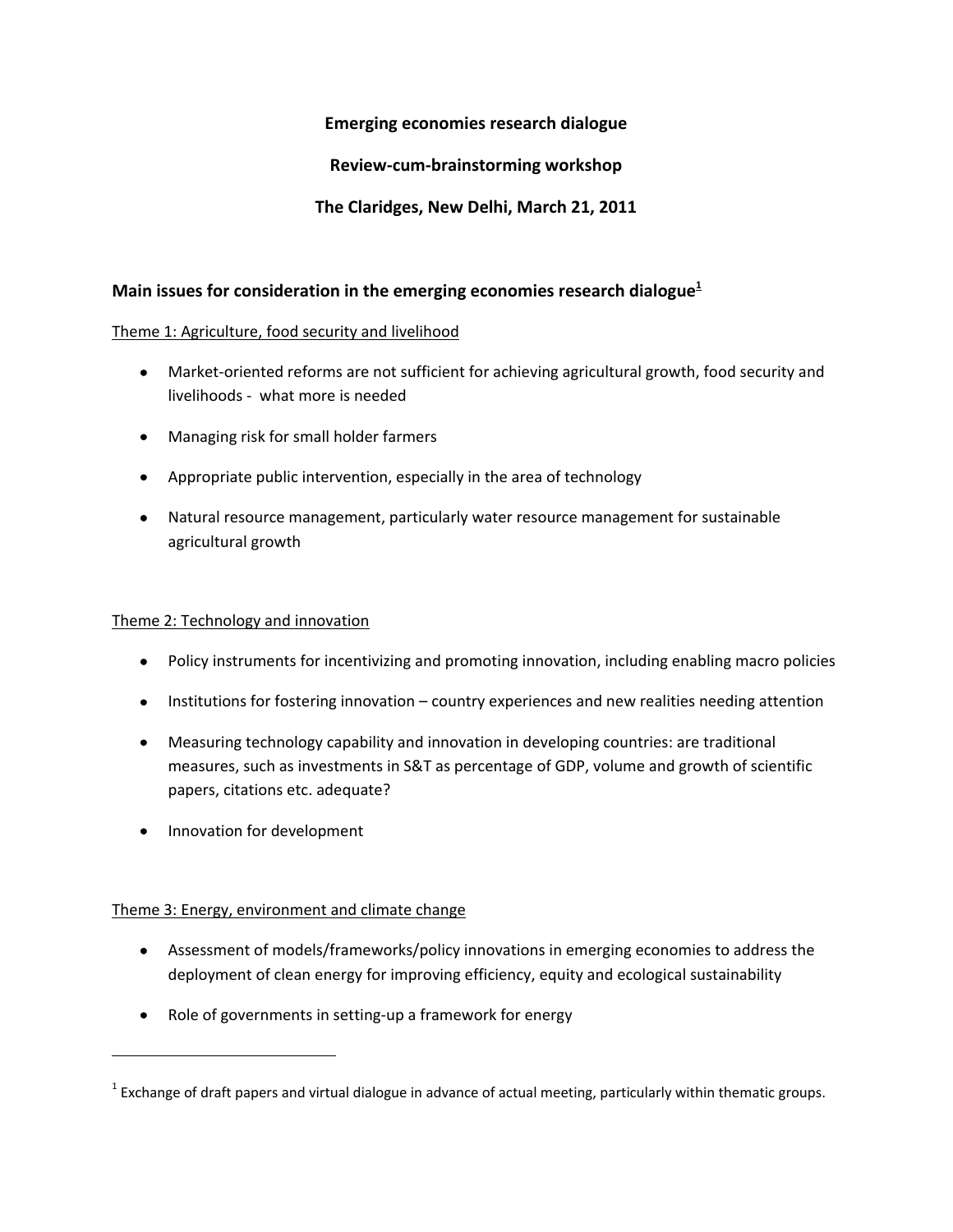**Emerging economies research dialogue**

**Review-cum-brainstorming workshop**

**The Claridges, New Delhi, March 21, 2011**

## Main issues for consideration in the emerging economies research dialogue[1]

Theme 1: Agriculture, food security and livelihood

- Market-oriented reforms are not sufficient for achieving agricultural growth, food security and livelihoods - what more is needed
- Managing risk for small holder farmers
- Appropriate public intervention, especially in the area of technology
- Natural resource management, particularly water resource management for sustainable agricultural growth

Theme 2: Technology and innovation

- Policy instruments for incentivizing and promoting innovation, including enabling macro policies
- Institutions for fostering innovation – country experiences and new realities needing attention
- Measuring technology capability and innovation in developing countries: are traditional measures, such as investments in S&T as percentage of GDP, volume and growth of scientific papers, citations etc. adequate?
- Innovation for development

Theme 3: Energy, environment and climate change

- Assessment of models/frameworks/policy innovations in emerging economies to address the deployment of clean energy for improving efficiency, equity and ecological sustainability
- Role of governments in setting-up a framework for energy

---

[1] Exchange of draft papers and virtual dialogue in advance of actual meeting, particularly within thematic groups.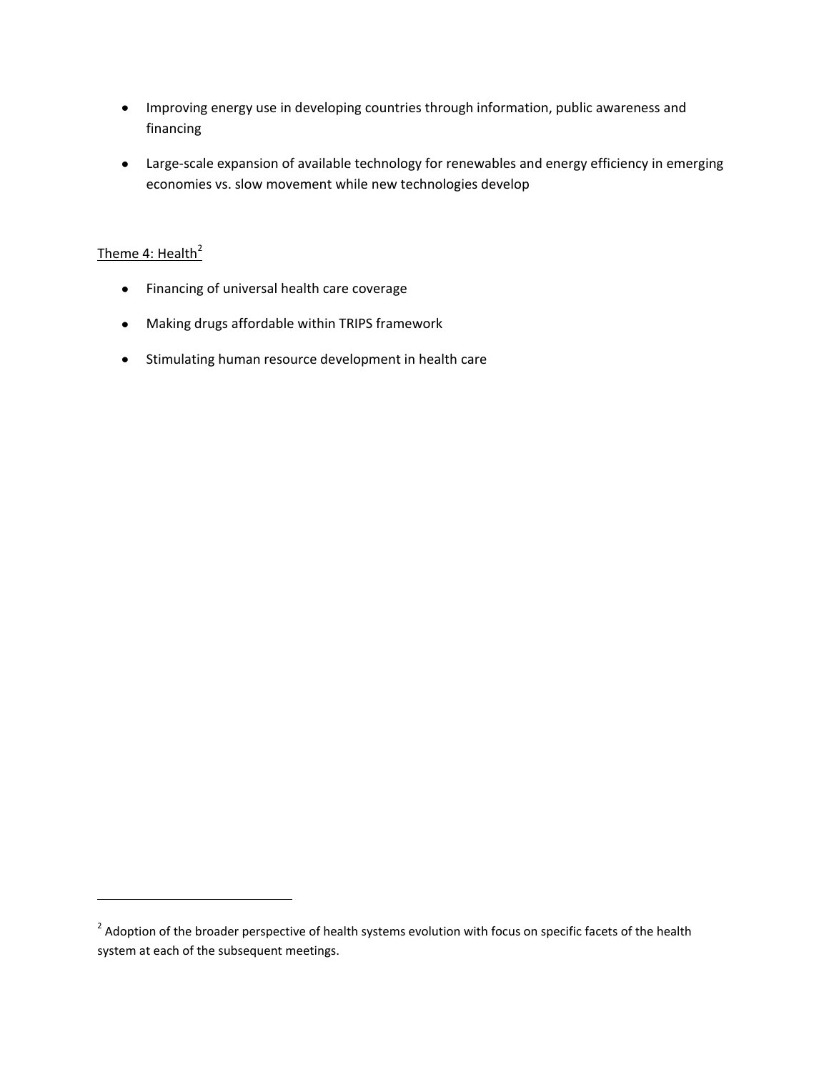- Improving energy use in developing countries through information, public awareness and financing
- Large-scale expansion of available technology for renewables and energy efficiency in emerging economies vs. slow movement while new technologies develop

Theme 4: Health[2]

- Financing of universal health care coverage
- Making drugs affordable within TRIPS framework
- Stimulating human resource development in health care

---

[2] Adoption of the broader perspective of health systems evolution with focus on specific facets of the health system at each of the subsequent meetings.